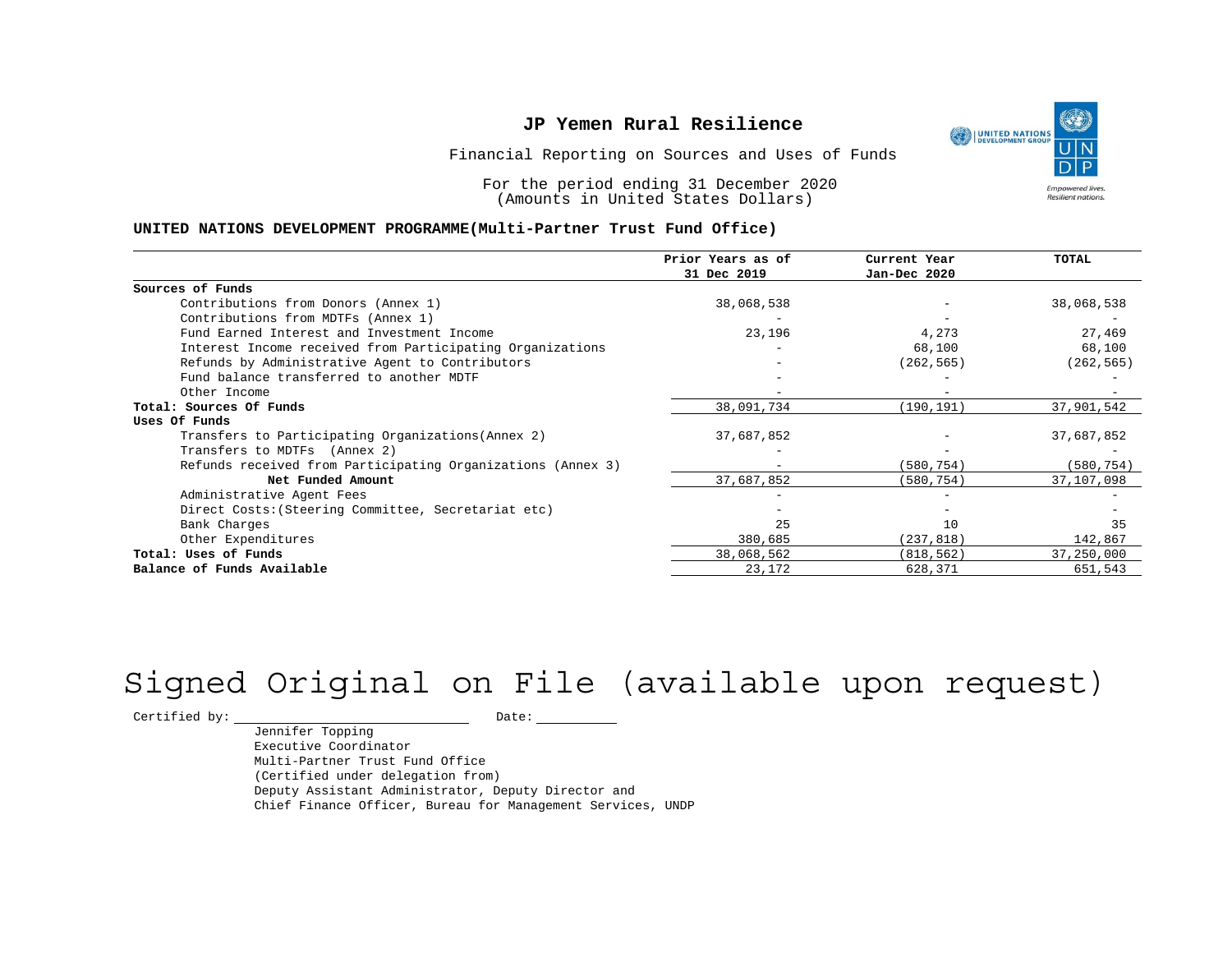# JP Yemen Rural Resilience

Financial Reporting on Sources and Uses of Funds

For the period ending 31 December 2020
(Amounts in United States Dollars)

**UNITED NATIONS DEVELOPMENT PROGRAMME(Multi-Partner Trust Fund Office)**

| | Prior Years as of 31 Dec 2019 | Current Year Jan-Dec 2020 | TOTAL |
|---|---|---|---|
| **Sources of Funds** | | | |
| Contributions from Donors (Annex 1) | 38,068,538 | - | 38,068,538 |
| Contributions from MDTFs (Annex 1) | - | - | - |
| Fund Earned Interest and Investment Income | 23,196 | 4,273 | 27,469 |
| Interest Income received from Participating Organizations | - | 68,100 | 68,100 |
| Refunds by Administrative Agent to Contributors | - | (262,565) | (262,565) |
| Fund balance transferred to another MDTF | - | - | - |
| Other Income | - | - | - |
| **Total: Sources Of Funds** | 38,091,734 | (190,191) | 37,901,542 |
| **Uses Of Funds** | | | |
| Transfers to Participating Organizations(Annex 2) | 37,687,852 | - | 37,687,852 |
| Transfers to MDTFs (Annex 2) | - | - | - |
| Refunds received from Participating Organizations (Annex 3) | - | (580,754) | (580,754) |
| **Net Funded Amount** | 37,687,852 | (580,754) | 37,107,098 |
| Administrative Agent Fees | - | - | - |
| Direct Costs:(Steering Committee, Secretariat etc) | - | - | - |
| Bank Charges | 25 | 10 | 35 |
| Other Expenditures | 380,685 | (237,818) | 142,867 |
| **Total: Uses of Funds** | 38,068,562 | (818,562) | 37,250,000 |
| **Balance of Funds Available** | 23,172 | 628,371 | 651,543 |

Signed Original on File (available upon request)

Certified by: ____________________ Date: __________

Jennifer Topping
Executive Coordinator
Multi-Partner Trust Fund Office
(Certified under delegation from)
Deputy Assistant Administrator, Deputy Director and
Chief Finance Officer, Bureau for Management Services, UNDP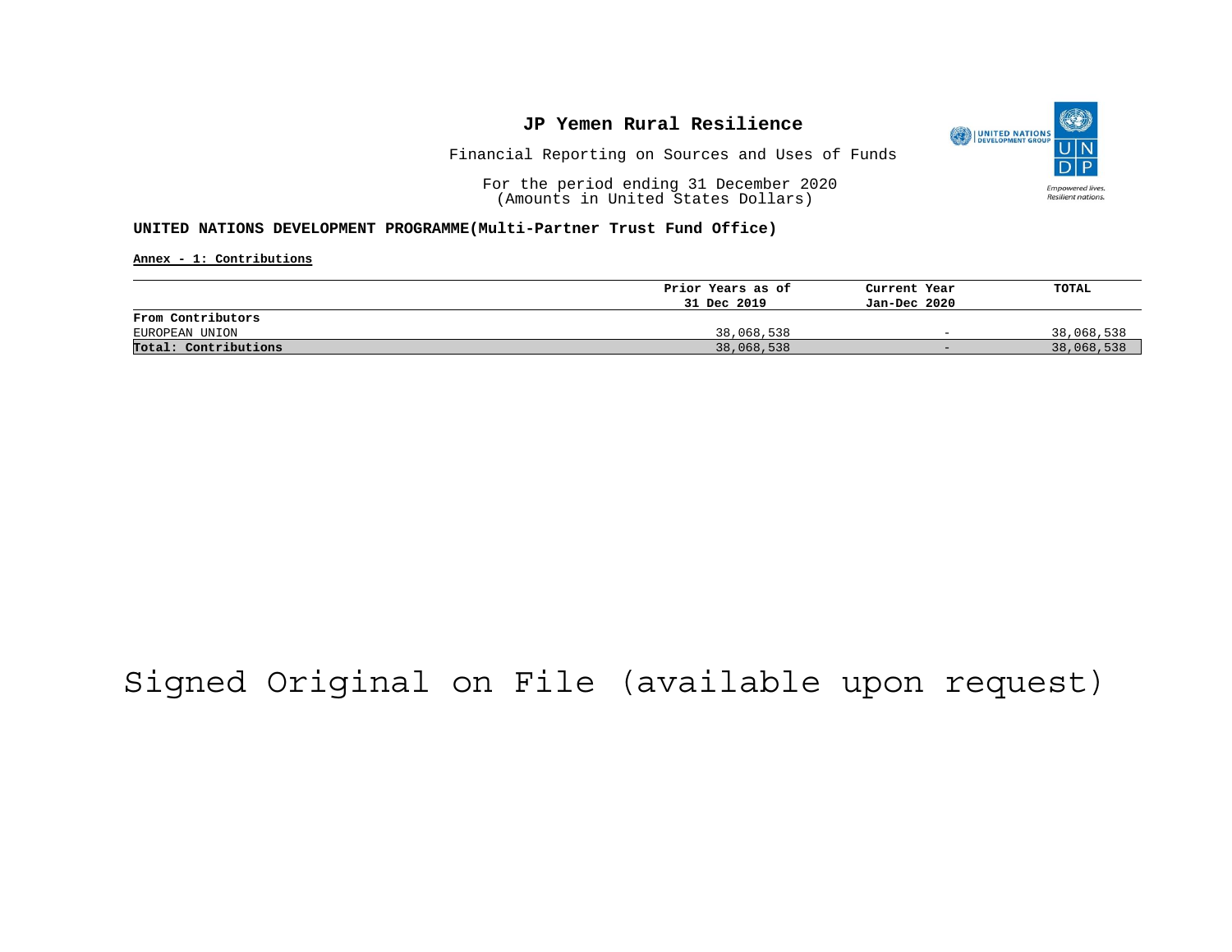# JP Yemen Rural Resilience

Financial Reporting on Sources and Uses of Funds

For the period ending 31 December 2020
(Amounts in United States Dollars)

**UNITED NATIONS DEVELOPMENT PROGRAMME(Multi-Partner Trust Fund Office)**

**Annex - 1: Contributions**

| | Prior Years as of 31 Dec 2019 | Current Year Jan-Dec 2020 | TOTAL |
|---|---|---|---|
| **From Contributors** | | | |
| EUROPEAN UNION | 38,068,538 | - | 38,068,538 |
| **Total: Contributions** | 38,068,538 | - | 38,068,538 |

Signed Original on File (available upon request)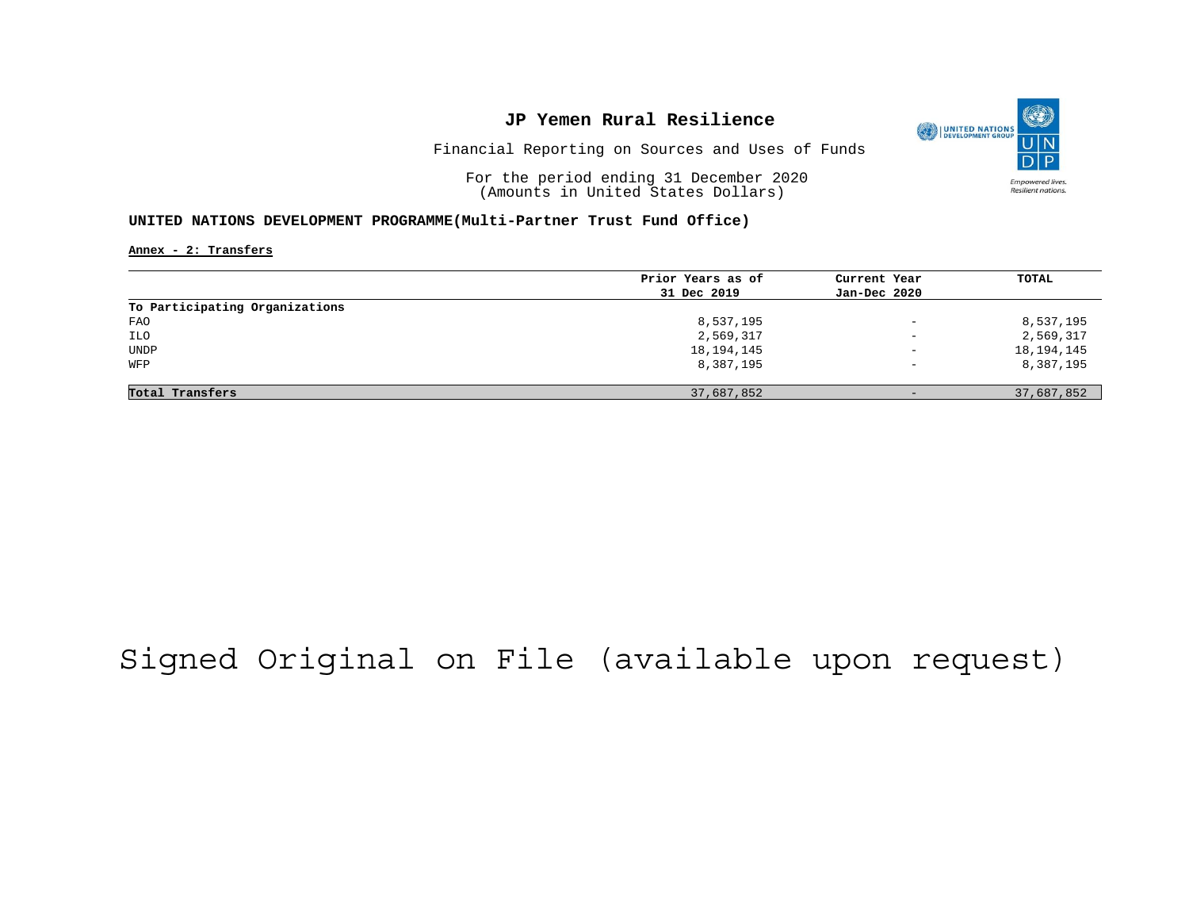# JP Yemen Rural Resilience

Financial Reporting on Sources and Uses of Funds

For the period ending 31 December 2020
(Amounts in United States Dollars)

**UNITED NATIONS DEVELOPMENT PROGRAMME(Multi-Partner Trust Fund Office)**

**Annex - 2: Transfers**

| | Prior Years as of 31 Dec 2019 | Current Year Jan-Dec 2020 | TOTAL |
|---|---|---|---|
| **To Participating Organizations** | | | |
| FAO | 8,537,195 | - | 8,537,195 |
| ILO | 2,569,317 | - | 2,569,317 |
| UNDP | 18,194,145 | - | 18,194,145 |
| WFP | 8,387,195 | - | 8,387,195 |
| **Total Transfers** | 37,687,852 | - | 37,687,852 |

Signed Original on File (available upon request)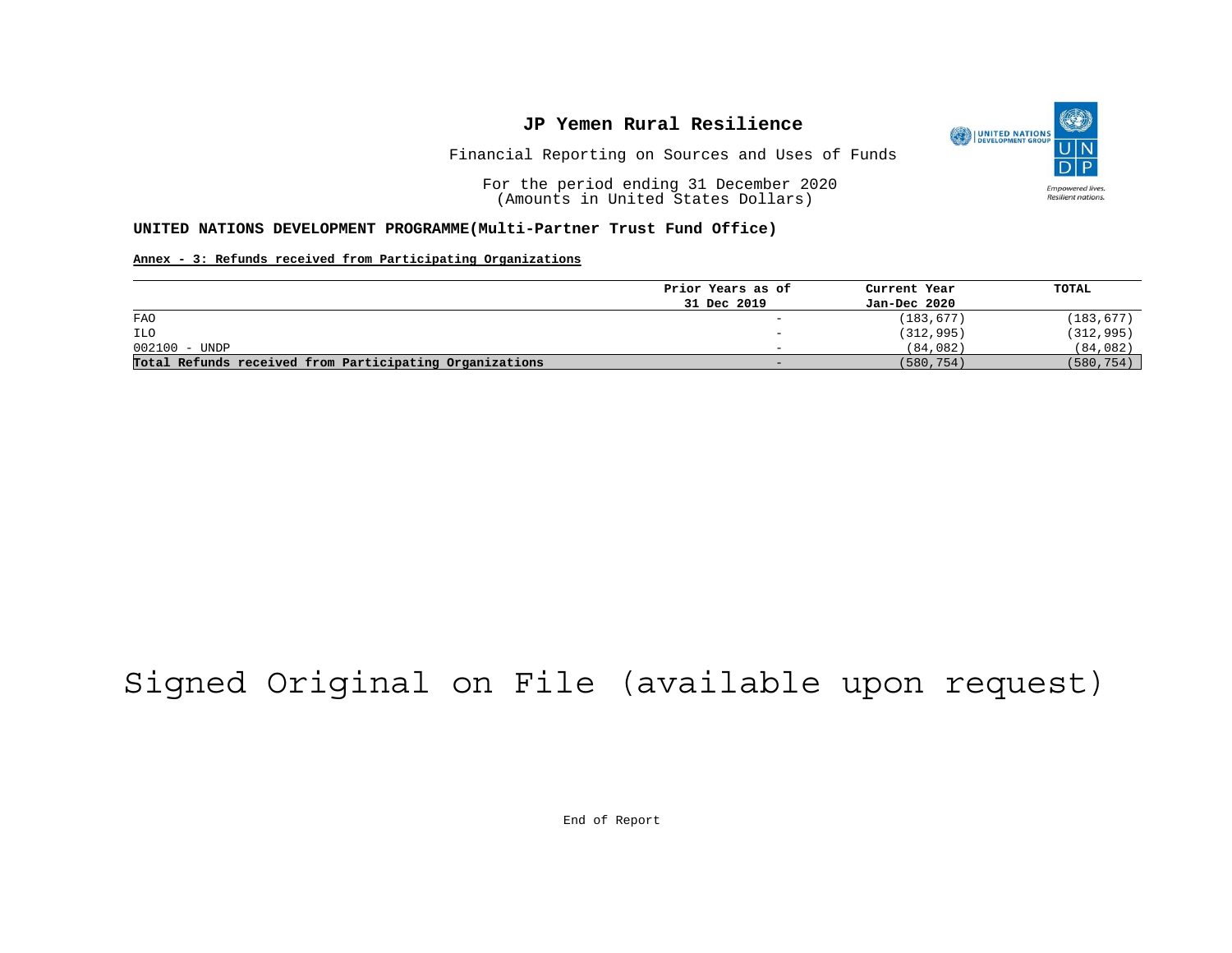# JP Yemen Rural Resilience

Financial Reporting on Sources and Uses of Funds

For the period ending 31 December 2020
(Amounts in United States Dollars)

**UNITED NATIONS DEVELOPMENT PROGRAMME(Multi-Partner Trust Fund Office)**

**Annex - 3: Refunds received from Participating Organizations**

| | Prior Years as of 31 Dec 2019 | Current Year Jan-Dec 2020 | TOTAL |
|---|---|---|---|
| FAO | - | (183,677) | (183,677) |
| ILO | - | (312,995) | (312,995) |
| 002100 - UNDP | - | (84,082) | (84,082) |
| **Total Refunds received from Participating Organizations** | - | (580,754) | (580,754) |

Signed Original on File (available upon request)

End of Report